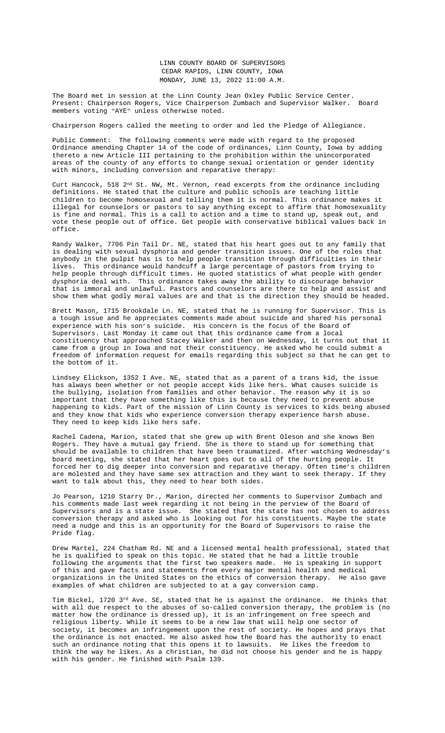LINN COUNTY BOARD OF SUPERVISORS
CEDAR RAPIDS, LINN COUNTY, IOWA
MONDAY, JUNE 13, 2022 11:00 A.M.

The Board met in session at the Linn County Jean Oxley Public Service Center. Present: Chairperson Rogers, Vice Chairperson Zumbach and Supervisor Walker. Board members voting "AYE" unless otherwise noted.

Chairperson Rogers called the meeting to order and led the Pledge of Allegiance.

Public Comment: The following comments were made with regard to the proposed Ordinance amending Chapter 14 of the code of ordinances, Linn County, Iowa by adding thereto a new Article III pertaining to the prohibition within the unincorporated areas of the county of any efforts to change sexual orientation or gender identity with minors, including conversion and reparative therapy:

Curt Hancock, 518 2nd St. NW, Mt. Vernon, read excerpts from the ordinance including definitions. He stated that the culture and public schools are teaching little children to become homosexual and telling them it is normal. This ordinance makes it illegal for counselors or pastors to say anything except to affirm that homosexuality is fine and normal. This is a call to action and a time to stand up, speak out, and vote these people out of office. Get people with conservative biblical values back in office.

Randy Walker, 7706 Pin Tail Dr. NE, stated that his heart goes out to any family that is dealing with sexual dysphoria and gender transition issues. One of the roles that anybody in the pulpit has is to help people transition through difficulties in their lives. This ordinance would handcuff a large percentage of pastors from trying to help people through difficult times. He quoted statistics of what people with gender dysphoria deal with. This ordinance takes away the ability to discourage behavior that is immoral and unlawful. Pastors and counselors are there to help and assist and show them what godly moral values are and that is the direction they should be headed.

Brett Mason, 1715 Brookdale Ln. NE, stated that he is running for Supervisor. This is a tough issue and he appreciates comments made about suicide and shared his personal experience with his son's suicide. His concern is the focus of the Board of Supervisors. Last Monday it came out that this ordinance came from a local constituency that approached Stacey Walker and then on Wednesday, it turns out that it came from a group in Iowa and not their constituency. He asked who he could submit a freedom of information request for emails regarding this subject so that he can get to the bottom of it.

Lindsey Elickson, 1352 I Ave. NE, stated that as a parent of a trans kid, the issue has always been whether or not people accept kids like hers. What causes suicide is the bullying, isolation from families and other behavior. The reason why it is so important that they have something like this is because they need to prevent abuse happening to kids. Part of the mission of Linn County is services to kids being abused and they know that kids who experience conversion therapy experience harsh abuse. They need to keep kids like hers safe.

Rachel Cadena, Marion, stated that she grew up with Brent Oleson and she knows Ben Rogers. They have a mutual gay friend. She is there to stand up for something that should be available to children that have been traumatized. After watching Wednesday's board meeting, she stated that her heart goes out to all of the hurting people. It forced her to dig deeper into conversion and reparative therapy. Often time's children are molested and they have same sex attraction and they want to seek therapy. If they want to talk about this, they need to hear both sides.

Jo Pearson, 1210 Starry Dr., Marion, directed her comments to Supervisor Zumbach and his comments made last week regarding it not being in the perview of the Board of Supervisors and is a state issue. She stated that the state has not chosen to address conversion therapy and asked who is looking out for his constituents. Maybe the state need a nudge and this is an opportunity for the Board of Supervisors to raise the Pride flag.

Drew Martel, 224 Chatham Rd. NE and a licensed mental health professional, stated that he is qualified to speak on this topic. He stated that he had a little trouble following the arguments that the first two speakers made. He is speaking in support of this and gave facts and statements from every major mental health and medical organizations in the United States on the ethics of conversion therapy. He also gave examples of what children are subjected to at a gay conversion camp.

Tim Bickel, 1720 3rd Ave. SE, stated that he is against the ordinance. He thinks that with all due respect to the abuses of so-called conversion therapy, the problem is (no matter how the ordinance is dressed up), it is an infringement on free speech and religious liberty. While it seems to be a new law that will help one sector of society, it becomes an infringement upon the rest of society. He hopes and prays that the ordinance is not enacted. He also asked how the Board has the authority to enact such an ordinance noting that this opens it to lawsuits. He likes the freedom to think the way he likes. As a christian, he did not choose his gender and he is happy with his gender. He finished with Psalm 139.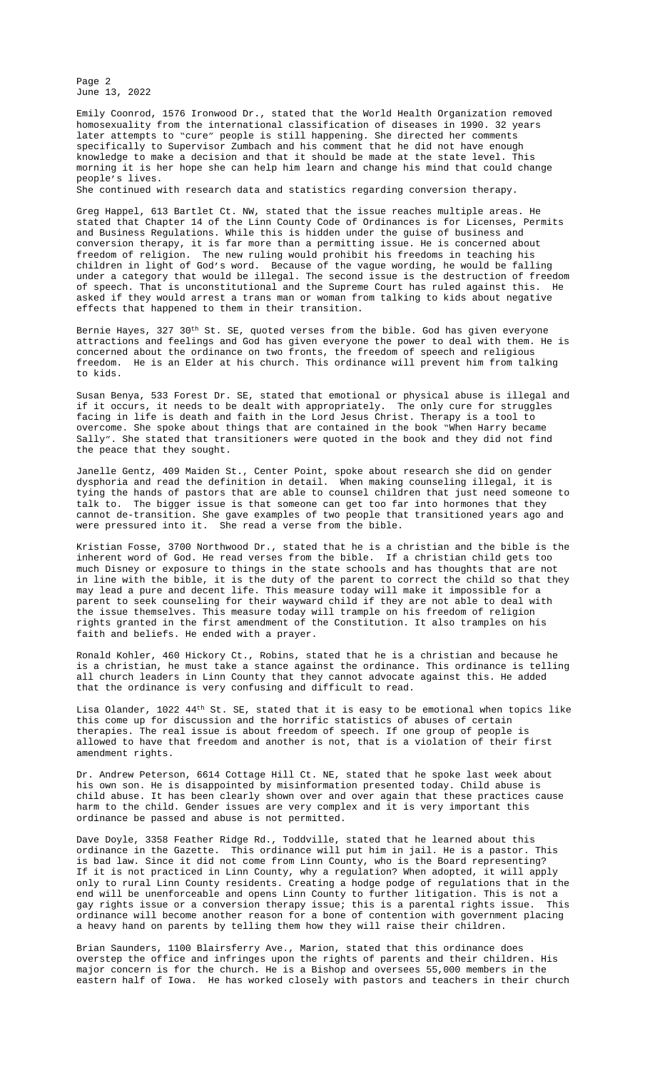Emily Coonrod, 1576 Ironwood Dr., stated that the World Health Organization removed homosexuality from the international classification of diseases in 1990. 32 years later attempts to "cure" people is still happening. She directed her comments specifically to Supervisor Zumbach and his comment that he did not have enough knowledge to make a decision and that it should be made at the state level. This morning it is her hope she can help him learn and change his mind that could change people's lives.
She continued with research data and statistics regarding conversion therapy.

Greg Happel, 613 Bartlet Ct. NW, stated that the issue reaches multiple areas. He stated that Chapter 14 of the Linn County Code of Ordinances is for Licenses, Permits and Business Regulations. While this is hidden under the guise of business and conversion therapy, it is far more than a permitting issue. He is concerned about freedom of religion. The new ruling would prohibit his freedoms in teaching his children in light of God's word. Because of the vague wording, he would be falling under a category that would be illegal. The second issue is the destruction of freedom of speech. That is unconstitutional and the Supreme Court has ruled against this. He asked if they would arrest a trans man or woman from talking to kids about negative effects that happened to them in their transition.

Bernie Hayes, 327 30th St. SE, quoted verses from the bible. God has given everyone attractions and feelings and God has given everyone the power to deal with them. He is concerned about the ordinance on two fronts, the freedom of speech and religious freedom. He is an Elder at his church. This ordinance will prevent him from talking to kids.

Susan Benya, 533 Forest Dr. SE, stated that emotional or physical abuse is illegal and if it occurs, it needs to be dealt with appropriately. The only cure for struggles facing in life is death and faith in the Lord Jesus Christ. Therapy is a tool to overcome. She spoke about things that are contained in the book "When Harry became Sally". She stated that transitioners were quoted in the book and they did not find the peace that they sought.

Janelle Gentz, 409 Maiden St., Center Point, spoke about research she did on gender dysphoria and read the definition in detail. When making counseling illegal, it is tying the hands of pastors that are able to counsel children that just need someone to talk to. The bigger issue is that someone can get too far into hormones that they cannot de-transition. She gave examples of two people that transitioned years ago and were pressured into it. She read a verse from the bible.

Kristian Fosse, 3700 Northwood Dr., stated that he is a christian and the bible is the inherent word of God. He read verses from the bible. If a christian child gets too much Disney or exposure to things in the state schools and has thoughts that are not in line with the bible, it is the duty of the parent to correct the child so that they may lead a pure and decent life. This measure today will make it impossible for a parent to seek counseling for their wayward child if they are not able to deal with the issue themselves. This measure today will trample on his freedom of religion rights granted in the first amendment of the Constitution. It also tramples on his faith and beliefs. He ended with a prayer.

Ronald Kohler, 460 Hickory Ct., Robins, stated that he is a christian and because he is a christian, he must take a stance against the ordinance. This ordinance is telling all church leaders in Linn County that they cannot advocate against this. He added that the ordinance is very confusing and difficult to read.

Lisa Olander, 1022 44th St. SE, stated that it is easy to be emotional when topics like this come up for discussion and the horrific statistics of abuses of certain therapies. The real issue is about freedom of speech. If one group of people is allowed to have that freedom and another is not, that is a violation of their first amendment rights.

Dr. Andrew Peterson, 6614 Cottage Hill Ct. NE, stated that he spoke last week about his own son. He is disappointed by misinformation presented today. Child abuse is child abuse. It has been clearly shown over and over again that these practices cause harm to the child. Gender issues are very complex and it is very important this ordinance be passed and abuse is not permitted.

Dave Doyle, 3358 Feather Ridge Rd., Toddville, stated that he learned about this ordinance in the Gazette. This ordinance will put him in jail. He is a pastor. This is bad law. Since it did not come from Linn County, who is the Board representing? If it is not practiced in Linn County, why a regulation? When adopted, it will apply only to rural Linn County residents. Creating a hodge podge of regulations that in the end will be unenforceable and opens Linn County to further litigation. This is not a gay rights issue or a conversion therapy issue; this is a parental rights issue. This ordinance will become another reason for a bone of contention with government placing a heavy hand on parents by telling them how they will raise their children.

Brian Saunders, 1100 Blairsferry Ave., Marion, stated that this ordinance does overstep the office and infringes upon the rights of parents and their children. His major concern is for the church. He is a Bishop and oversees 55,000 members in the eastern half of Iowa. He has worked closely with pastors and teachers in their church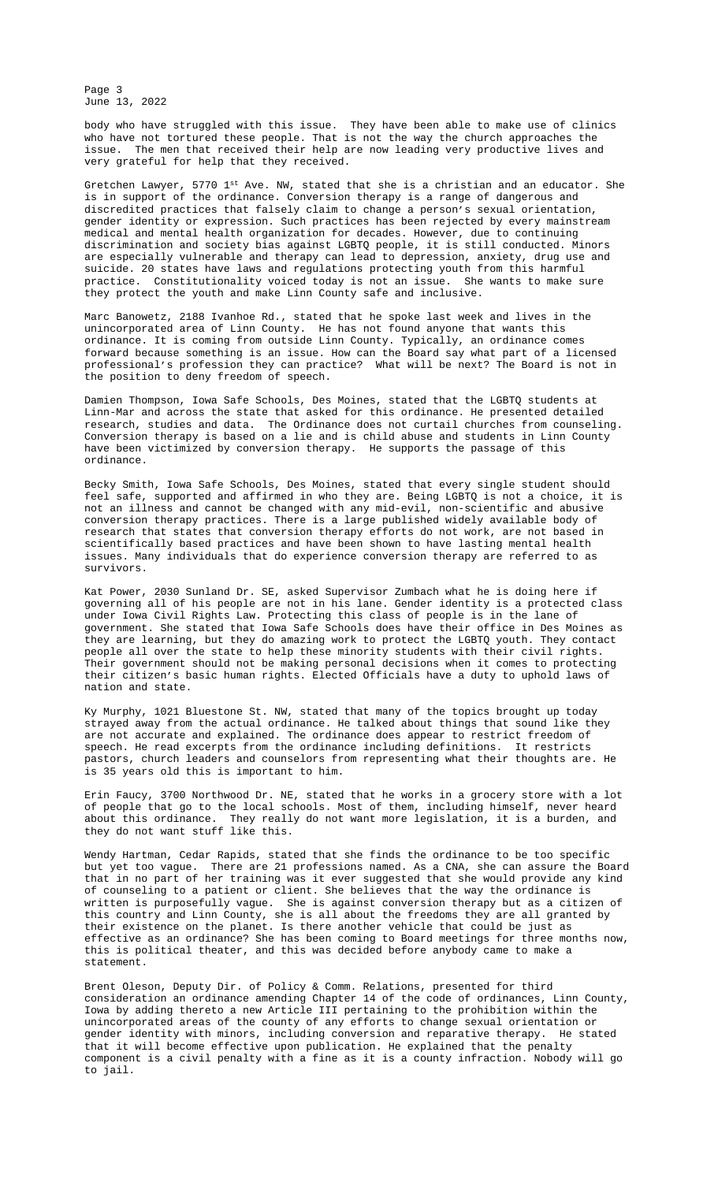body who have struggled with this issue. They have been able to make use of clinics who have not tortured these people. That is not the way the church approaches the issue. The men that received their help are now leading very productive lives and very grateful for help that they received.

Gretchen Lawyer, 5770 1st Ave. NW, stated that she is a christian and an educator. She is in support of the ordinance. Conversion therapy is a range of dangerous and discredited practices that falsely claim to change a person's sexual orientation, gender identity or expression. Such practices has been rejected by every mainstream medical and mental health organization for decades. However, due to continuing discrimination and society bias against LGBTQ people, it is still conducted. Minors are especially vulnerable and therapy can lead to depression, anxiety, drug use and suicide. 20 states have laws and regulations protecting youth from this harmful practice. Constitutionality voiced today is not an issue. She wants to make sure they protect the youth and make Linn County safe and inclusive.

Marc Banowetz, 2188 Ivanhoe Rd., stated that he spoke last week and lives in the unincorporated area of Linn County. He has not found anyone that wants this ordinance. It is coming from outside Linn County. Typically, an ordinance comes forward because something is an issue. How can the Board say what part of a licensed professional's profession they can practice? What will be next? The Board is not in the position to deny freedom of speech.

Damien Thompson, Iowa Safe Schools, Des Moines, stated that the LGBTQ students at Linn-Mar and across the state that asked for this ordinance. He presented detailed research, studies and data. The Ordinance does not curtail churches from counseling. Conversion therapy is based on a lie and is child abuse and students in Linn County have been victimized by conversion therapy. He supports the passage of this ordinance.

Becky Smith, Iowa Safe Schools, Des Moines, stated that every single student should feel safe, supported and affirmed in who they are. Being LGBTQ is not a choice, it is not an illness and cannot be changed with any mid-evil, non-scientific and abusive conversion therapy practices. There is a large published widely available body of research that states that conversion therapy efforts do not work, are not based in scientifically based practices and have been shown to have lasting mental health issues. Many individuals that do experience conversion therapy are referred to as survivors.

Kat Power, 2030 Sunland Dr. SE, asked Supervisor Zumbach what he is doing here if governing all of his people are not in his lane. Gender identity is a protected class under Iowa Civil Rights Law. Protecting this class of people is in the lane of government. She stated that Iowa Safe Schools does have their office in Des Moines as they are learning, but they do amazing work to protect the LGBTQ youth. They contact people all over the state to help these minority students with their civil rights. Their government should not be making personal decisions when it comes to protecting their citizen's basic human rights. Elected Officials have a duty to uphold laws of nation and state.

Ky Murphy, 1021 Bluestone St. NW, stated that many of the topics brought up today strayed away from the actual ordinance. He talked about things that sound like they are not accurate and explained. The ordinance does appear to restrict freedom of speech. He read excerpts from the ordinance including definitions. It restricts pastors, church leaders and counselors from representing what their thoughts are. He is 35 years old this is important to him.

Erin Faucy, 3700 Northwood Dr. NE, stated that he works in a grocery store with a lot of people that go to the local schools. Most of them, including himself, never heard about this ordinance. They really do not want more legislation, it is a burden, and they do not want stuff like this.

Wendy Hartman, Cedar Rapids, stated that she finds the ordinance to be too specific but yet too vague. There are 21 professions named. As a CNA, she can assure the Board that in no part of her training was it ever suggested that she would provide any kind of counseling to a patient or client. She believes that the way the ordinance is written is purposefully vague. She is against conversion therapy but as a citizen of this country and Linn County, she is all about the freedoms they are all granted by their existence on the planet. Is there another vehicle that could be just as effective as an ordinance? She has been coming to Board meetings for three months now, this is political theater, and this was decided before anybody came to make a statement.

Brent Oleson, Deputy Dir. of Policy & Comm. Relations, presented for third consideration an ordinance amending Chapter 14 of the code of ordinances, Linn County, Iowa by adding thereto a new Article III pertaining to the prohibition within the unincorporated areas of the county of any efforts to change sexual orientation or gender identity with minors, including conversion and reparative therapy. He stated that it will become effective upon publication. He explained that the penalty component is a civil penalty with a fine as it is a county infraction. Nobody will go to jail.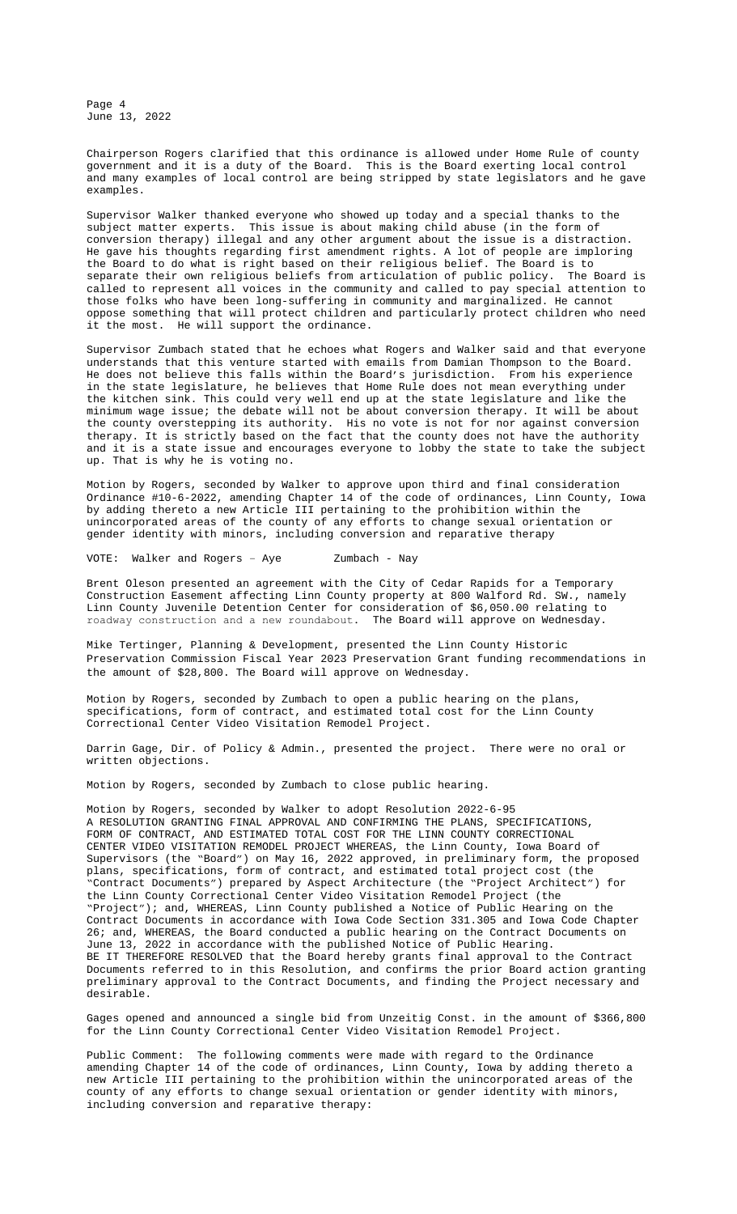Chairperson Rogers clarified that this ordinance is allowed under Home Rule of county government and it is a duty of the Board. This is the Board exerting local control and many examples of local control are being stripped by state legislators and he gave examples.

Supervisor Walker thanked everyone who showed up today and a special thanks to the subject matter experts. This issue is about making child abuse (in the form of conversion therapy) illegal and any other argument about the issue is a distraction. He gave his thoughts regarding first amendment rights. A lot of people are imploring the Board to do what is right based on their religious belief. The Board is to separate their own religious beliefs from articulation of public policy. The Board is called to represent all voices in the community and called to pay special attention to those folks who have been long-suffering in community and marginalized. He cannot oppose something that will protect children and particularly protect children who need it the most. He will support the ordinance.

Supervisor Zumbach stated that he echoes what Rogers and Walker said and that everyone understands that this venture started with emails from Damian Thompson to the Board. He does not believe this falls within the Board's jurisdiction. From his experience in the state legislature, he believes that Home Rule does not mean everything under the kitchen sink. This could very well end up at the state legislature and like the minimum wage issue; the debate will not be about conversion therapy. It will be about the county overstepping its authority. His no vote is not for nor against conversion therapy. It is strictly based on the fact that the county does not have the authority and it is a state issue and encourages everyone to lobby the state to take the subject up. That is why he is voting no.

Motion by Rogers, seconded by Walker to approve upon third and final consideration Ordinance #10-6-2022, amending Chapter 14 of the code of ordinances, Linn County, Iowa by adding thereto a new Article III pertaining to the prohibition within the unincorporated areas of the county of any efforts to change sexual orientation or gender identity with minors, including conversion and reparative therapy

VOTE: Walker and Rogers – Aye Zumbach - Nay

Brent Oleson presented an agreement with the City of Cedar Rapids for a Temporary Construction Easement affecting Linn County property at 800 Walford Rd. SW., namely Linn County Juvenile Detention Center for consideration of $6,050.00 relating to roadway construction and a new roundabout. The Board will approve on Wednesday.

Mike Tertinger, Planning & Development, presented the Linn County Historic Preservation Commission Fiscal Year 2023 Preservation Grant funding recommendations in the amount of $28,800. The Board will approve on Wednesday.

Motion by Rogers, seconded by Zumbach to open a public hearing on the plans, specifications, form of contract, and estimated total cost for the Linn County Correctional Center Video Visitation Remodel Project.

Darrin Gage, Dir. of Policy & Admin., presented the project. There were no oral or written objections.

Motion by Rogers, seconded by Zumbach to close public hearing.

Motion by Rogers, seconded by Walker to adopt Resolution 2022-6-95
A RESOLUTION GRANTING FINAL APPROVAL AND CONFIRMING THE PLANS, SPECIFICATIONS, FORM OF CONTRACT, AND ESTIMATED TOTAL COST FOR THE LINN COUNTY CORRECTIONAL CENTER VIDEO VISITATION REMODEL PROJECT WHEREAS, the Linn County, Iowa Board of Supervisors (the "Board") on May 16, 2022 approved, in preliminary form, the proposed plans, specifications, form of contract, and estimated total project cost (the "Contract Documents") prepared by Aspect Architecture (the "Project Architect") for the Linn County Correctional Center Video Visitation Remodel Project (the "Project"); and, WHEREAS, Linn County published a Notice of Public Hearing on the Contract Documents in accordance with Iowa Code Section 331.305 and Iowa Code Chapter 26; and, WHEREAS, the Board conducted a public hearing on the Contract Documents on June 13, 2022 in accordance with the published Notice of Public Hearing.
BE IT THEREFORE RESOLVED that the Board hereby grants final approval to the Contract Documents referred to in this Resolution, and confirms the prior Board action granting preliminary approval to the Contract Documents, and finding the Project necessary and desirable.

Gages opened and announced a single bid from Unzeitig Const. in the amount of $366,800 for the Linn County Correctional Center Video Visitation Remodel Project.

Public Comment: The following comments were made with regard to the Ordinance amending Chapter 14 of the code of ordinances, Linn County, Iowa by adding thereto a new Article III pertaining to the prohibition within the unincorporated areas of the county of any efforts to change sexual orientation or gender identity with minors, including conversion and reparative therapy: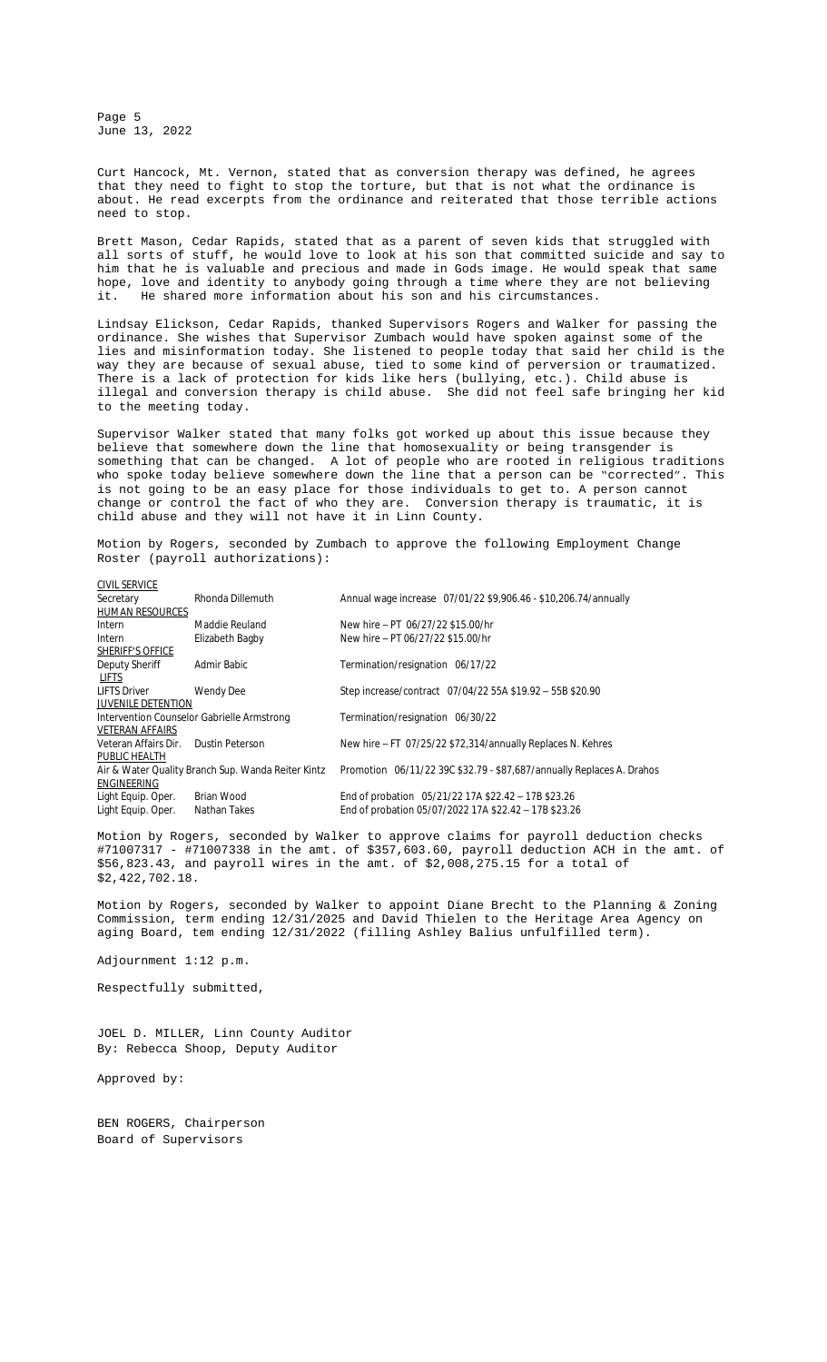Curt Hancock, Mt. Vernon, stated that as conversion therapy was defined, he agrees that they need to fight to stop the torture, but that is not what the ordinance is about. He read excerpts from the ordinance and reiterated that those terrible actions need to stop.

Brett Mason, Cedar Rapids, stated that as a parent of seven kids that struggled with all sorts of stuff, he would love to look at his son that committed suicide and say to him that he is valuable and precious and made in Gods image. He would speak that same hope, love and identity to anybody going through a time where they are not believing it. He shared more information about his son and his circumstances.

Lindsay Elickson, Cedar Rapids, thanked Supervisors Rogers and Walker for passing the ordinance. She wishes that Supervisor Zumbach would have spoken against some of the lies and misinformation today. She listened to people today that said her child is the way they are because of sexual abuse, tied to some kind of perversion or traumatized. There is a lack of protection for kids like hers (bullying, etc.). Child abuse is illegal and conversion therapy is child abuse. She did not feel safe bringing her kid to the meeting today.

Supervisor Walker stated that many folks got worked up about this issue because they believe that somewhere down the line that homosexuality or being transgender is something that can be changed. A lot of people who are rooted in religious traditions who spoke today believe somewhere down the line that a person can be "corrected". This is not going to be an easy place for those individuals to get to. A person cannot change or control the fact of who they are. Conversion therapy is traumatic, it is child abuse and they will not have it in Linn County.

Motion by Rogers, seconded by Zumbach to approve the following Employment Change Roster (payroll authorizations):

| | | |
|---|---|---|
| CIVIL SERVICE | | |
| Secretary | Rhonda Dillemuth | Annual wage increase 07/01/22 $9,906.46 - $10,206.74/annually |
| HUMAN RESOURCES | | |
| Intern | Maddie Reuland | New hire – PT 06/27/22 $15.00/hr |
| Intern | Elizabeth Bagby | New hire – PT 06/27/22 $15.00/hr |
| SHERIFF'S OFFICE | | |
| Deputy Sheriff | Admir Babic | Termination/resignation 06/17/22 |
| LIFTS | | |
| LIFTS Driver | Wendy Dee | Step increase/contract 07/04/22 55A $19.92 – 55B $20.90 |
| JUVENILE DETENTION | | |
| Intervention Counselor | Gabrielle Armstrong | Termination/resignation 06/30/22 |
| VETERAN AFFAIRS | | |
| Veteran Affairs Dir. | Dustin Peterson | New hire – FT 07/25/22 $72,314/annually Replaces N. Kehres |
| PUBLIC HEALTH | | |
| Air & Water Quality Branch Sup. | Wanda Reiter Kintz | Promotion 06/11/22 39C $32.79 - $87,687/annually Replaces A. Drahos |
| ENGINEERING | | |
| Light Equip. Oper. | Brian Wood | End of probation 05/21/22 17A $22.42 – 17B $23.26 |
| Light Equip. Oper. | Nathan Takes | End of probation 05/07/2022 17A $22.42 – 17B $23.26 |

Motion by Rogers, seconded by Walker to approve claims for payroll deduction checks #71007317 - #71007338 in the amt. of $357,603.60, payroll deduction ACH in the amt. of $56,823.43, and payroll wires in the amt. of $2,008,275.15 for a total of $2,422,702.18.

Motion by Rogers, seconded by Walker to appoint Diane Brecht to the Planning & Zoning Commission, term ending 12/31/2025 and David Thielen to the Heritage Area Agency on aging Board, tem ending 12/31/2022 (filling Ashley Balius unfulfilled term).

Adjournment 1:12 p.m.

Respectfully submitted,

JOEL D. MILLER, Linn County Auditor
By: Rebecca Shoop, Deputy Auditor

Approved by:

BEN ROGERS, Chairperson
Board of Supervisors